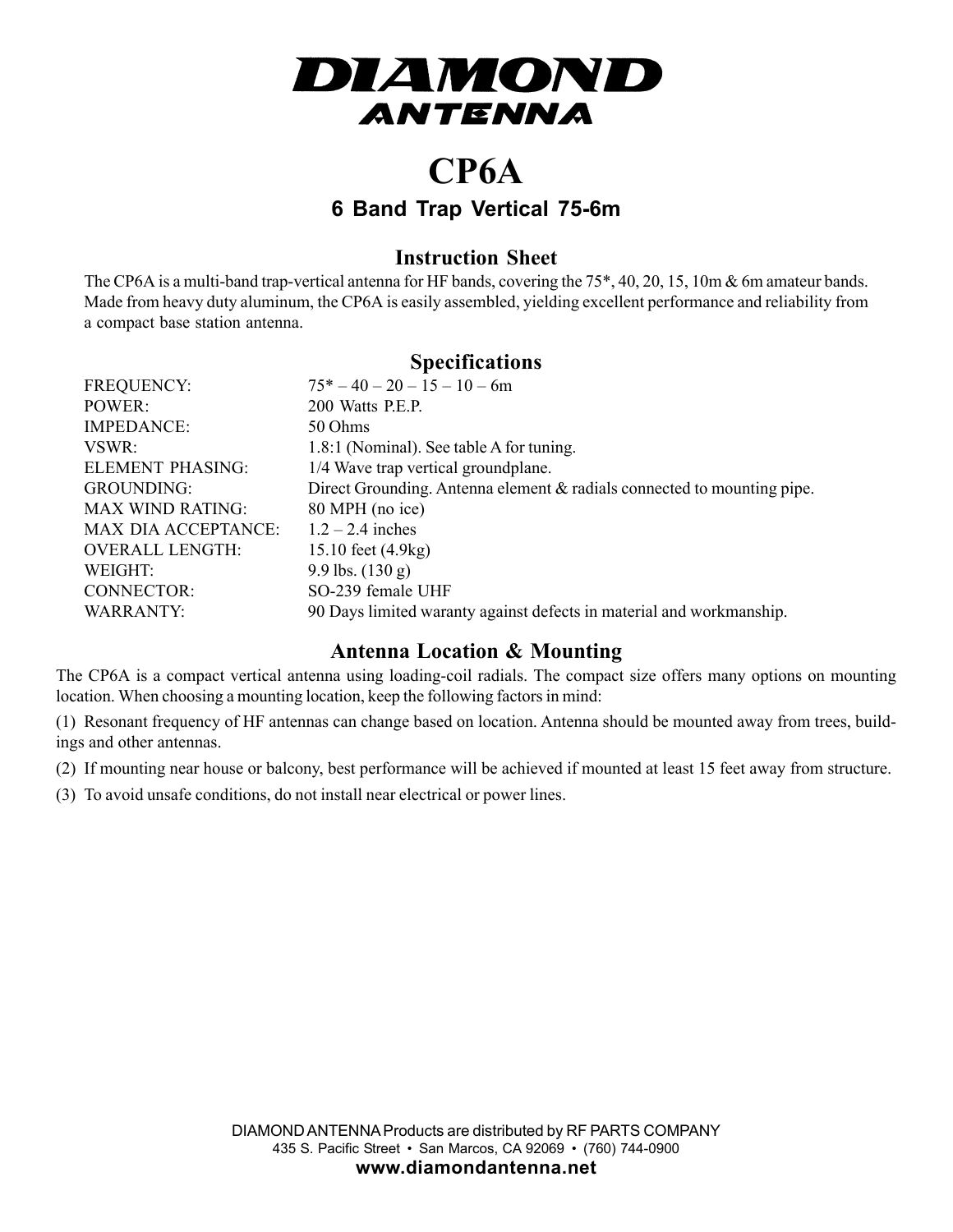# DIAMOND ANTENNA

# CP6A

## 6 Band Trap Vertical 75-6m

### Instruction Sheet

The CP6A is a multi-band trap-vertical antenna for HF bands, covering the 75*, 40, 20, 15, 10m & 6m amateur bands. Made from heavy duty aluminum, the CP6A is easily assembled, yielding excellent performance and reliability from a compact base station antenna.

### Specifications

| | |
|---|---|
| FREQUENCY: | 75* – 40 – 20 – 15 – 10 – 6m |
| POWER: | 200 Watts P.E.P. |
| IMPEDANCE: | 50 Ohms |
| VSWR: | 1.8:1 (Nominal). See table A for tuning. |
| ELEMENT PHASING: | 1/4 Wave trap vertical groundplane. |
| GROUNDING: | Direct Grounding. Antenna element & radials connected to mounting pipe. |
| MAX WIND RATING: | 80 MPH (no ice) |
| MAX DIA ACCEPTANCE: | 1.2 – 2.4 inches |
| OVERALL LENGTH: | 15.10 feet (4.9kg) |
| WEIGHT: | 9.9 lbs. (130 g) |
| CONNECTOR: | SO-239 female UHF |
| WARRANTY: | 90 Days limited waranty against defects in material and workmanship. |

### Antenna Location & Mounting

The CP6A is a compact vertical antenna using loading-coil radials. The compact size offers many options on mounting location. When choosing a mounting location, keep the following factors in mind:

(1) Resonant frequency of HF antennas can change based on location. Antenna should be mounted away from trees, buildings and other antennas.

(2) If mounting near house or balcony, best performance will be achieved if mounted at least 15 feet away from structure.

(3) To avoid unsafe conditions, do not install near electrical or power lines.

DIAMOND ANTENNA Products are distributed by RF PARTS COMPANY
435 S. Pacific Street • San Marcos, CA 92069 • (760) 744-0900
**www.diamondantenna.net**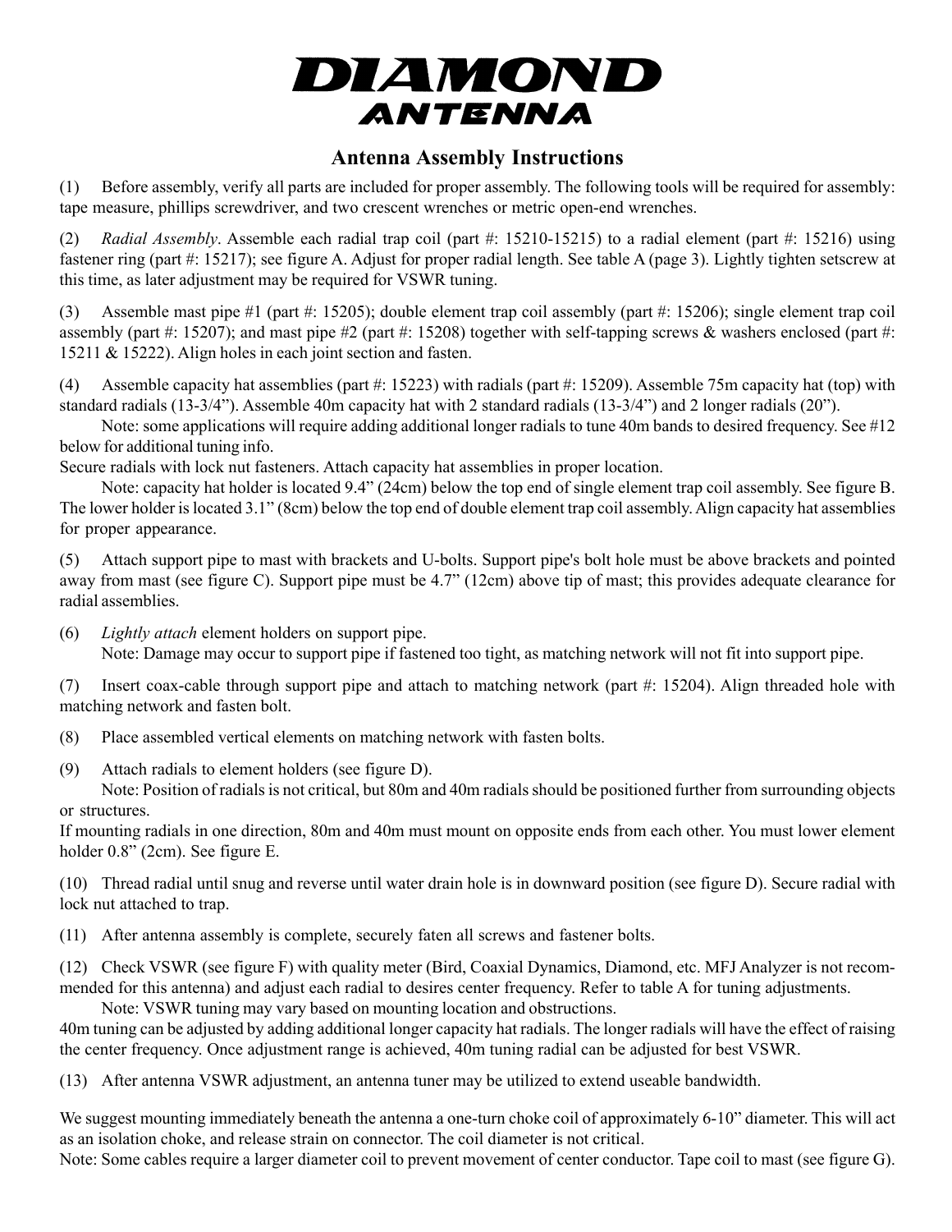# DIAMOND ANTENNA

## Antenna Assembly Instructions

(1) Before assembly, verify all parts are included for proper assembly. The following tools will be required for assembly: tape measure, phillips screwdriver, and two crescent wrenches or metric open-end wrenches.

(2) *Radial Assembly*. Assemble each radial trap coil (part #: 15210-15215) to a radial element (part #: 15216) using fastener ring (part #: 15217); see figure A. Adjust for proper radial length. See table A (page 3). Lightly tighten setscrew at this time, as later adjustment may be required for VSWR tuning.

(3) Assemble mast pipe #1 (part #: 15205); double element trap coil assembly (part #: 15206); single element trap coil assembly (part #: 15207); and mast pipe #2 (part #: 15208) together with self-tapping screws & washers enclosed (part #: 15211 & 15222). Align holes in each joint section and fasten.

(4) Assemble capacity hat assemblies (part #: 15223) with radials (part #: 15209). Assemble 75m capacity hat (top) with standard radials (13-3/4"). Assemble 40m capacity hat with 2 standard radials (13-3/4") and 2 longer radials (20").

Note: some applications will require adding additional longer radials to tune 40m bands to desired frequency. See #12 below for additional tuning info.

Secure radials with lock nut fasteners. Attach capacity hat assemblies in proper location.

Note: capacity hat holder is located 9.4" (24cm) below the top end of single element trap coil assembly. See figure B. The lower holder is located 3.1" (8cm) below the top end of double element trap coil assembly. Align capacity hat assemblies for proper appearance.

(5) Attach support pipe to mast with brackets and U-bolts. Support pipe's bolt hole must be above brackets and pointed away from mast (see figure C). Support pipe must be 4.7" (12cm) above tip of mast; this provides adequate clearance for radial assemblies.

(6) *Lightly attach* element holders on support pipe.

Note: Damage may occur to support pipe if fastened too tight, as matching network will not fit into support pipe.

(7) Insert coax-cable through support pipe and attach to matching network (part #: 15204). Align threaded hole with matching network and fasten bolt.

(8) Place assembled vertical elements on matching network with fasten bolts.

(9) Attach radials to element holders (see figure D).

Note: Position of radials is not critical, but 80m and 40m radials should be positioned further from surrounding objects or structures.

If mounting radials in one direction, 80m and 40m must mount on opposite ends from each other. You must lower element holder 0.8" (2cm). See figure E.

(10) Thread radial until snug and reverse until water drain hole is in downward position (see figure D). Secure radial with lock nut attached to trap.

(11) After antenna assembly is complete, securely faten all screws and fastener bolts.

(12) Check VSWR (see figure F) with quality meter (Bird, Coaxial Dynamics, Diamond, etc. MFJ Analyzer is not recommended for this antenna) and adjust each radial to desires center frequency. Refer to table A for tuning adjustments.

Note: VSWR tuning may vary based on mounting location and obstructions.

40m tuning can be adjusted by adding additional longer capacity hat radials. The longer radials will have the effect of raising the center frequency. Once adjustment range is achieved, 40m tuning radial can be adjusted for best VSWR.

(13) After antenna VSWR adjustment, an antenna tuner may be utilized to extend useable bandwidth.

We suggest mounting immediately beneath the antenna a one-turn choke coil of approximately 6-10" diameter. This will act as an isolation choke, and release strain on connector. The coil diameter is not critical.

Note: Some cables require a larger diameter coil to prevent movement of center conductor. Tape coil to mast (see figure G).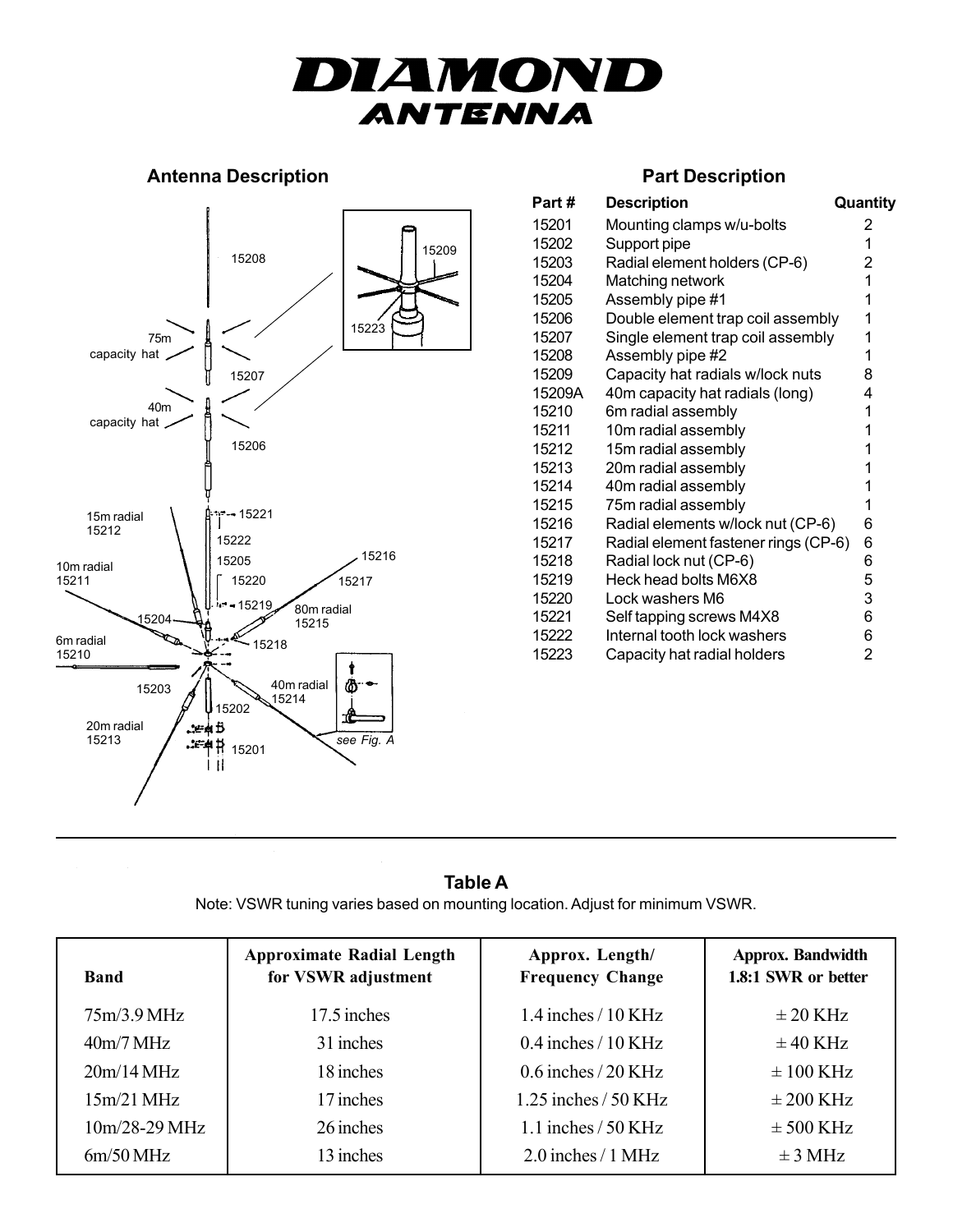# DIAMOND ANTENNA

## Antenna Description

## Part Description

| Part # | Description | Quantity |
|---|---|---|
| 15201 | Mounting clamps w/u-bolts | 2 |
| 15202 | Support pipe | 1 |
| 15203 | Radial element holders (CP-6) | 2 |
| 15204 | Matching network | 1 |
| 15205 | Assembly pipe #1 | 1 |
| 15206 | Double element trap coil assembly | 1 |
| 15207 | Single element trap coil assembly | 1 |
| 15208 | Assembly pipe #2 | 1 |
| 15209 | Capacity hat radials w/lock nuts | 8 |
| 15209A | 40m capacity hat radials (long) | 4 |
| 15210 | 6m radial assembly | 1 |
| 15211 | 10m radial assembly | 1 |
| 15212 | 15m radial assembly | 1 |
| 15213 | 20m radial assembly | 1 |
| 15214 | 40m radial assembly | 1 |
| 15215 | 75m radial assembly | 1 |
| 15216 | Radial elements w/lock nut (CP-6) | 6 |
| 15217 | Radial element fastener rings (CP-6) | 6 |
| 15218 | Radial lock nut (CP-6) | 6 |
| 15219 | Heck head bolts M6X8 | 5 |
| 15220 | Lock washers M6 | 3 |
| 15221 | Self tapping screws M4X8 | 6 |
| 15222 | Internal tooth lock washers | 6 |
| 15223 | Capacity hat radial holders | 2 |

## Table A

Note: VSWR tuning varies based on mounting location. Adjust for minimum VSWR.

| Band | Approximate Radial Length for VSWR adjustment | Approx. Length/ Frequency Change | Approx. Bandwidth 1.8:1 SWR or better |
|---|---|---|---|
| 75m/3.9 MHz | 17.5 inches | 1.4 inches / 10 KHz | ± 20 KHz |
| 40m/7 MHz | 31 inches | 0.4 inches / 10 KHz | ± 40 KHz |
| 20m/14 MHz | 18 inches | 0.6 inches / 20 KHz | ± 100 KHz |
| 15m/21 MHz | 17 inches | 1.25 inches / 50 KHz | ± 200 KHz |
| 10m/28-29 MHz | 26 inches | 1.1 inches / 50 KHz | ± 500 KHz |
| 6m/50 MHz | 13 inches | 2.0 inches / 1 MHz | ± 3 MHz |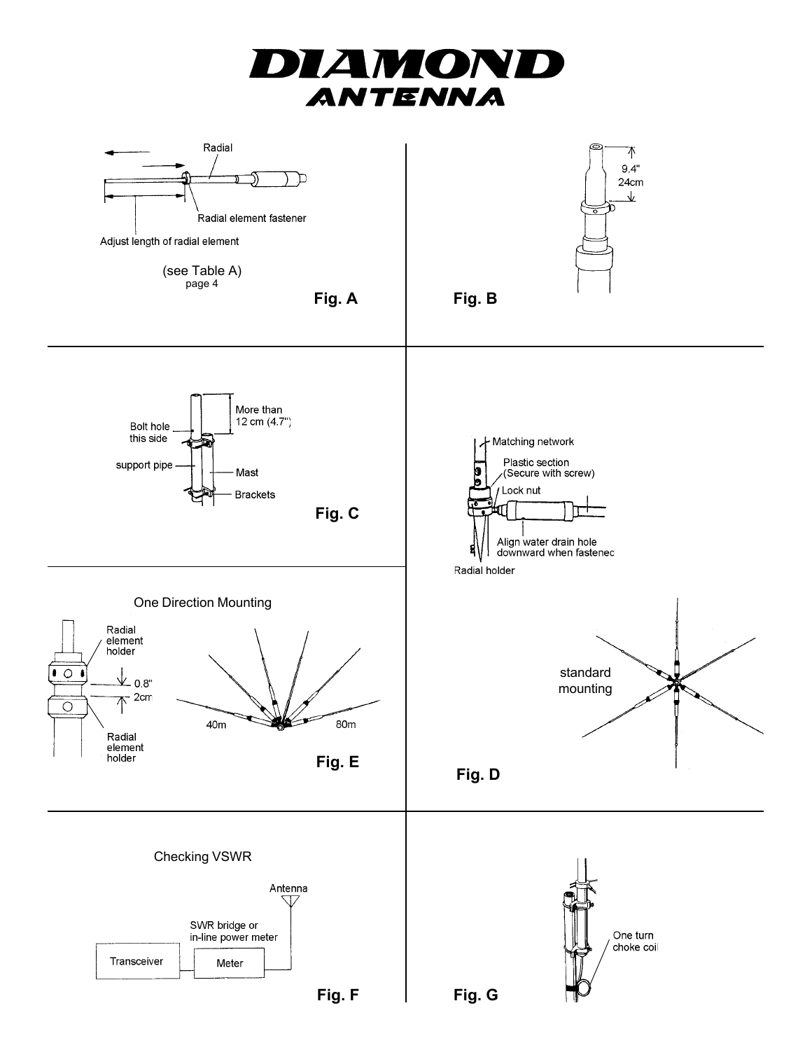**DIAMOND ANTENNA**

Radial

Radial element fastener

Adjust length of radial element

(see Table A)
page 4

**Fig. A**

9.4"
24cm

**Fig. B**

More than
12 cm (4.7")

Bolt hole
this side

support pipe

Mast

Brackets

**Fig. C**

Matching network

Plastic section
(Secure with screw)

Lock nut

Align water drain hole
downward when fastened

Radial holder

standard
mounting

**Fig. D**

One Direction Mounting

Radial
element
holder

0.8"
2cm

Radial
element
holder

40m

80m

**Fig. E**

Checking VSWR

Antenna

SWR bridge or
in-line power meter

Transceiver

Meter

**Fig. F**

One turn
choke coil

**Fig. G**